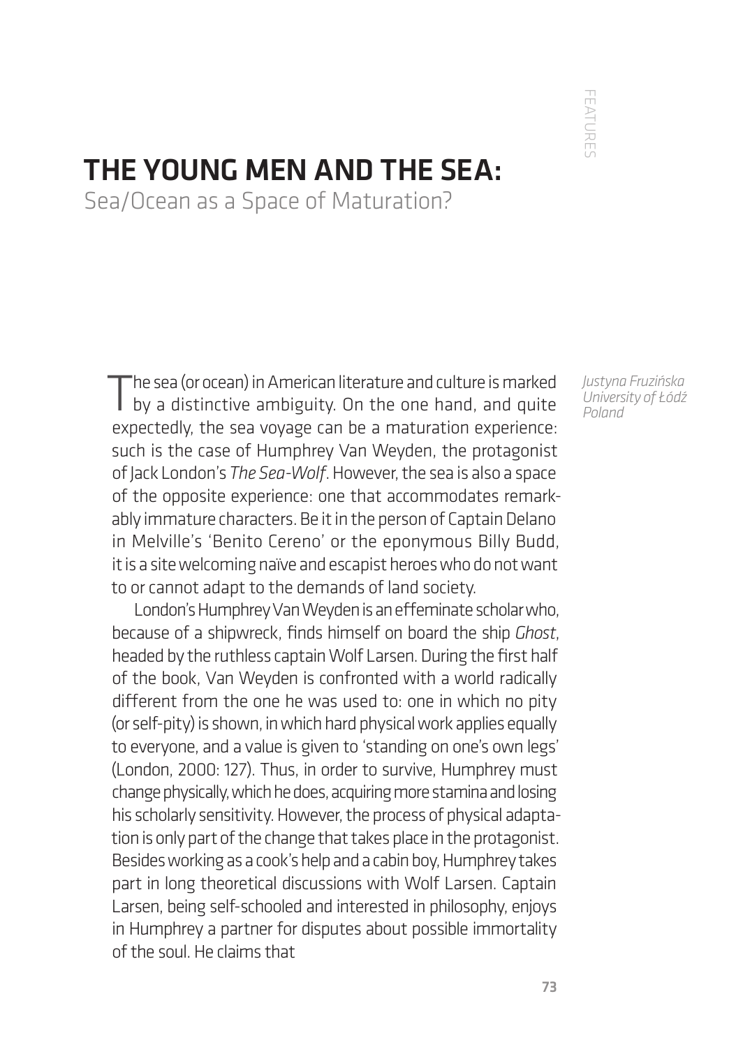# THE YOUNG MEN AND THE SEA:

## Sea/Ocean as a Space of Maturation?

*Justyna Fruzińska*
*University of Łódź*
*Poland*

The sea (or ocean) in American literature and culture is marked by a distinctive ambiguity. On the one hand, and quite expectedly, the sea voyage can be a maturation experience: such is the case of Humphrey Van Weyden, the protagonist of Jack London's *The Sea-Wolf*. However, the sea is also a space of the opposite experience: one that accommodates remarkably immature characters. Be it in the person of Captain Delano in Melville's 'Benito Cereno' or the eponymous Billy Budd, it is a site welcoming naïve and escapist heroes who do not want to or cannot adapt to the demands of land society.

London's Humphrey Van Weyden is an effeminate scholar who, because of a shipwreck, finds himself on board the ship *Ghost*, headed by the ruthless captain Wolf Larsen. During the first half of the book, Van Weyden is confronted with a world radically different from the one he was used to: one in which no pity (or self-pity) is shown, in which hard physical work applies equally to everyone, and a value is given to 'standing on one's own legs' (London, 2000: 127). Thus, in order to survive, Humphrey must change physically, which he does, acquiring more stamina and losing his scholarly sensitivity. However, the process of physical adaptation is only part of the change that takes place in the protagonist. Besides working as a cook's help and a cabin boy, Humphrey takes part in long theoretical discussions with Wolf Larsen. Captain Larsen, being self-schooled and interested in philosophy, enjoys in Humphrey a partner for disputes about possible immortality of the soul. He claims that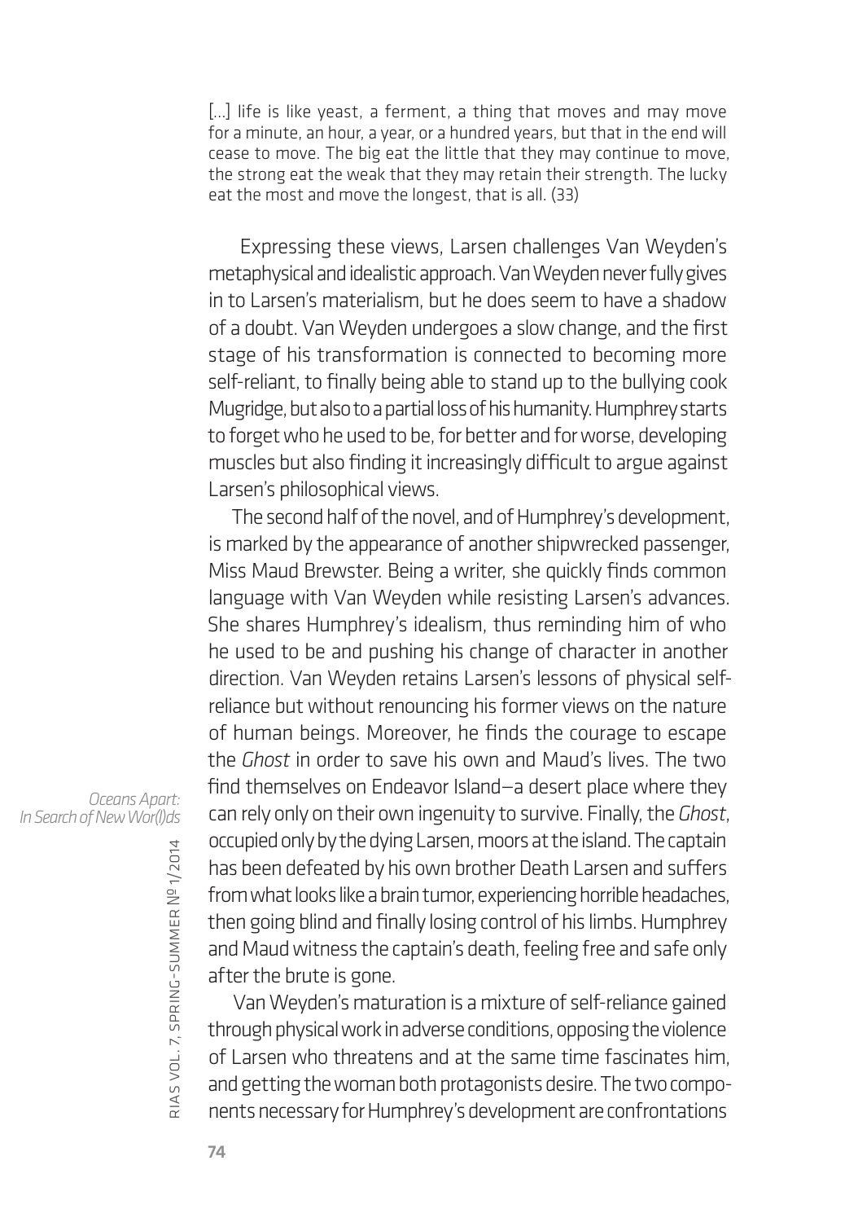> [...] life is like yeast, a ferment, a thing that moves and may move for a minute, an hour, a year, or a hundred years, but that in the end will cease to move. The big eat the little that they may continue to move, the strong eat the weak that they may retain their strength. The lucky eat the most and move the longest, that is all. (33)

Expressing these views, Larsen challenges Van Weyden's metaphysical and idealistic approach. Van Weyden never fully gives in to Larsen's materialism, but he does seem to have a shadow of a doubt. Van Weyden undergoes a slow change, and the first stage of his transformation is connected to becoming more self-reliant, to finally being able to stand up to the bullying cook Mugridge, but also to a partial loss of his humanity. Humphrey starts to forget who he used to be, for better and for worse, developing muscles but also finding it increasingly difficult to argue against Larsen's philosophical views.

The second half of the novel, and of Humphrey's development, is marked by the appearance of another shipwrecked passenger, Miss Maud Brewster. Being a writer, she quickly finds common language with Van Weyden while resisting Larsen's advances. She shares Humphrey's idealism, thus reminding him of who he used to be and pushing his change of character in another direction. Van Weyden retains Larsen's lessons of physical self-reliance but without renouncing his former views on the nature of human beings. Moreover, he finds the courage to escape the *Ghost* in order to save his own and Maud's lives. The two find themselves on Endeavor Island—a desert place where they can rely only on their own ingenuity to survive. Finally, the *Ghost*, occupied only by the dying Larsen, moors at the island. The captain has been defeated by his own brother Death Larsen and suffers from what looks like a brain tumor, experiencing horrible headaches, then going blind and finally losing control of his limbs. Humphrey and Maud witness the captain's death, feeling free and safe only after the brute is gone.

Van Weyden's maturation is a mixture of self-reliance gained through physical work in adverse conditions, opposing the violence of Larsen who threatens and at the same time fascinates him, and getting the woman both protagonists desire. The two components necessary for Humphrey's development are confrontations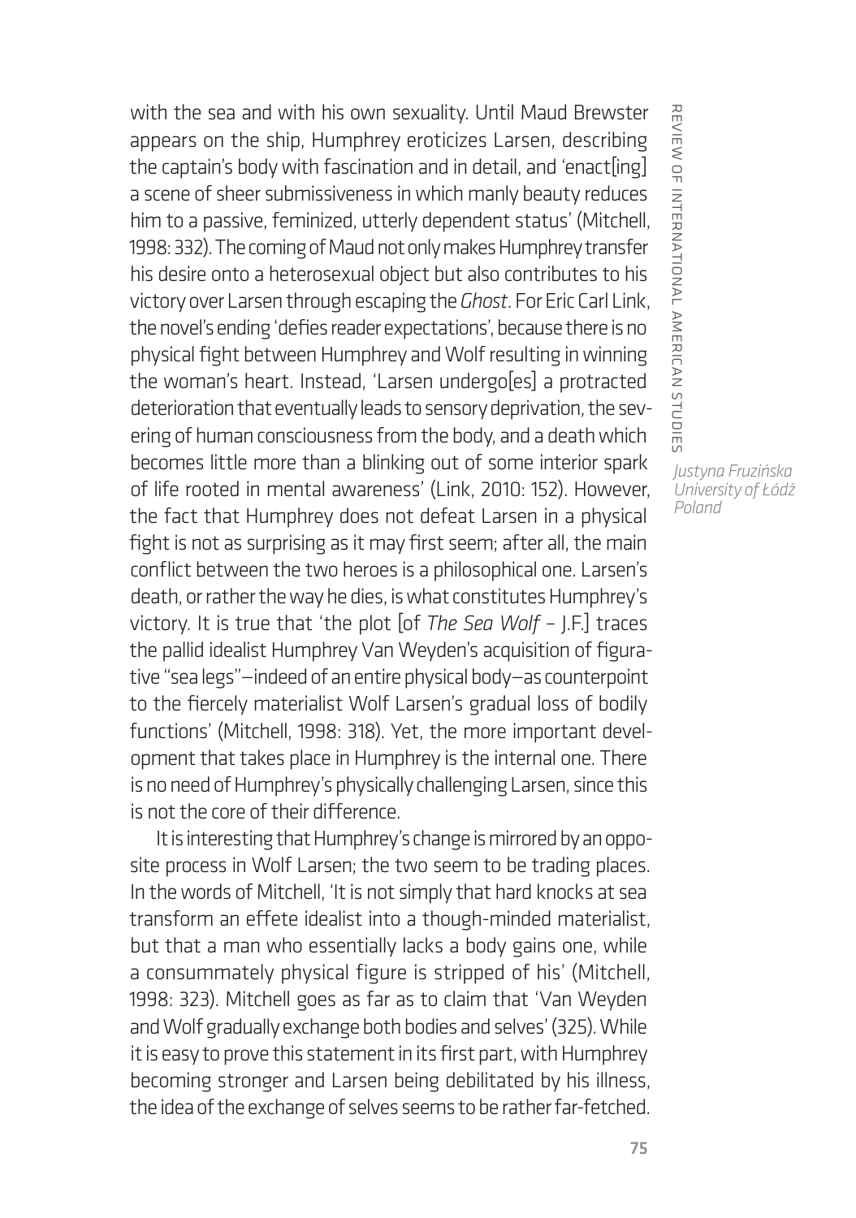with the sea and with his own sexuality. Until Maud Brewster appears on the ship, Humphrey eroticizes Larsen, describing the captain's body with fascination and in detail, and 'enact[ing] a scene of sheer submissiveness in which manly beauty reduces him to a passive, feminized, utterly dependent status' (Mitchell, 1998: 332). The coming of Maud not only makes Humphrey transfer his desire onto a heterosexual object but also contributes to his victory over Larsen through escaping the *Ghost*. For Eric Carl Link, the novel's ending 'defies reader expectations', because there is no physical fight between Humphrey and Wolf resulting in winning the woman's heart. Instead, 'Larsen undergo[es] a protracted deterioration that eventually leads to sensory deprivation, the severing of human consciousness from the body, and a death which becomes little more than a blinking out of some interior spark of life rooted in mental awareness' (Link, 2010: 152). However, the fact that Humphrey does not defeat Larsen in a physical fight is not as surprising as it may first seem; after all, the main conflict between the two heroes is a philosophical one. Larsen's death, or rather the way he dies, is what constitutes Humphrey's victory. It is true that 'the plot [of *The Sea Wolf* – J.F.] traces the pallid idealist Humphrey Van Weyden's acquisition of figurative "sea legs"—indeed of an entire physical body—as counterpoint to the fiercely materialist Wolf Larsen's gradual loss of bodily functions' (Mitchell, 1998: 318). Yet, the more important development that takes place in Humphrey is the internal one. There is no need of Humphrey's physically challenging Larsen, since this is not the core of their difference.

It is interesting that Humphrey's change is mirrored by an opposite process in Wolf Larsen; the two seem to be trading places. In the words of Mitchell, 'It is not simply that hard knocks at sea transform an effete idealist into a though-minded materialist, but that a man who essentially lacks a body gains one, while a consummately physical figure is stripped of his' (Mitchell, 1998: 323). Mitchell goes as far as to claim that 'Van Weyden and Wolf gradually exchange both bodies and selves' (325). While it is easy to prove this statement in its first part, with Humphrey becoming stronger and Larsen being debilitated by his illness, the idea of the exchange of selves seems to be rather far-fetched.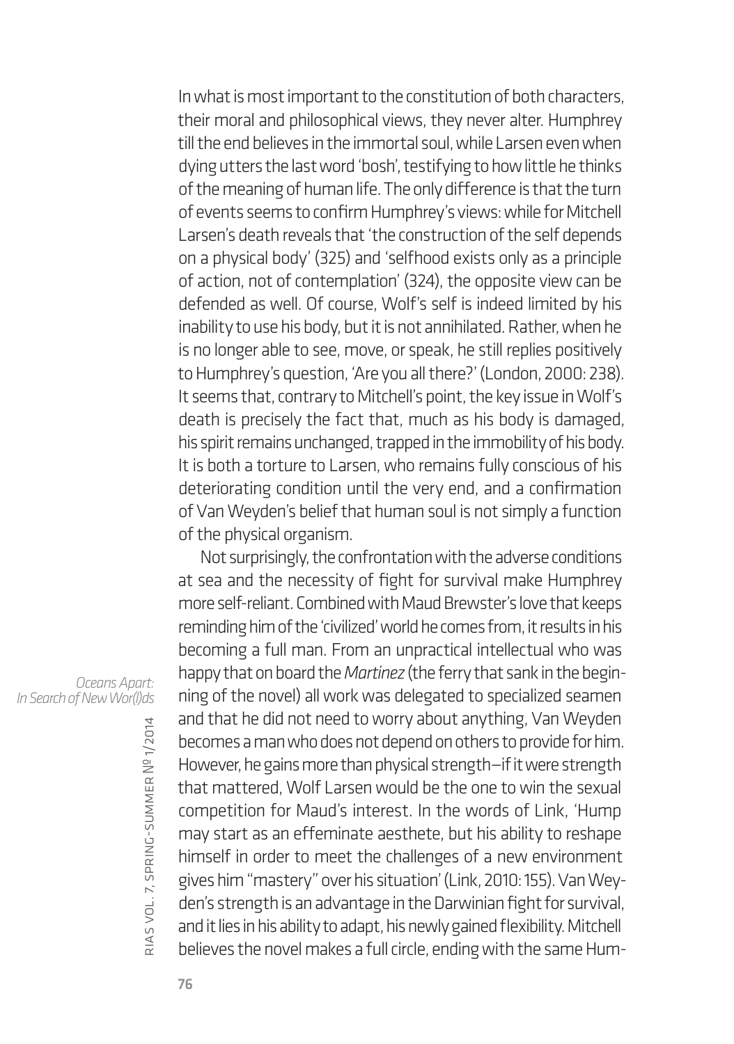In what is most important to the constitution of both characters, their moral and philosophical views, they never alter. Humphrey till the end believes in the immortal soul, while Larsen even when dying utters the last word 'bosh', testifying to how little he thinks of the meaning of human life. The only difference is that the turn of events seems to confirm Humphrey's views: while for Mitchell Larsen's death reveals that 'the construction of the self depends on a physical body' (325) and 'selfhood exists only as a principle of action, not of contemplation' (324), the opposite view can be defended as well. Of course, Wolf's self is indeed limited by his inability to use his body, but it is not annihilated. Rather, when he is no longer able to see, move, or speak, he still replies positively to Humphrey's question, 'Are you all there?' (London, 2000: 238). It seems that, contrary to Mitchell's point, the key issue in Wolf's death is precisely the fact that, much as his body is damaged, his spirit remains unchanged, trapped in the immobility of his body. It is both a torture to Larsen, who remains fully conscious of his deteriorating condition until the very end, and a confirmation of Van Weyden's belief that human soul is not simply a function of the physical organism.

Not surprisingly, the confrontation with the adverse conditions at sea and the necessity of fight for survival make Humphrey more self-reliant. Combined with Maud Brewster's love that keeps reminding him of the 'civilized' world he comes from, it results in his becoming a full man. From an unpractical intellectual who was happy that on board the *Martinez* (the ferry that sank in the beginning of the novel) all work was delegated to specialized seamen and that he did not need to worry about anything, Van Weyden becomes a man who does not depend on others to provide for him. However, he gains more than physical strength—if it were strength that mattered, Wolf Larsen would be the one to win the sexual competition for Maud's interest. In the words of Link, 'Hump may start as an effeminate aesthete, but his ability to reshape himself in order to meet the challenges of a new environment gives him "mastery" over his situation' (Link, 2010: 155). Van Weyden's strength is an advantage in the Darwinian fight for survival, and it lies in his ability to adapt, his newly gained flexibility. Mitchell believes the novel makes a full circle, ending with the same Hum-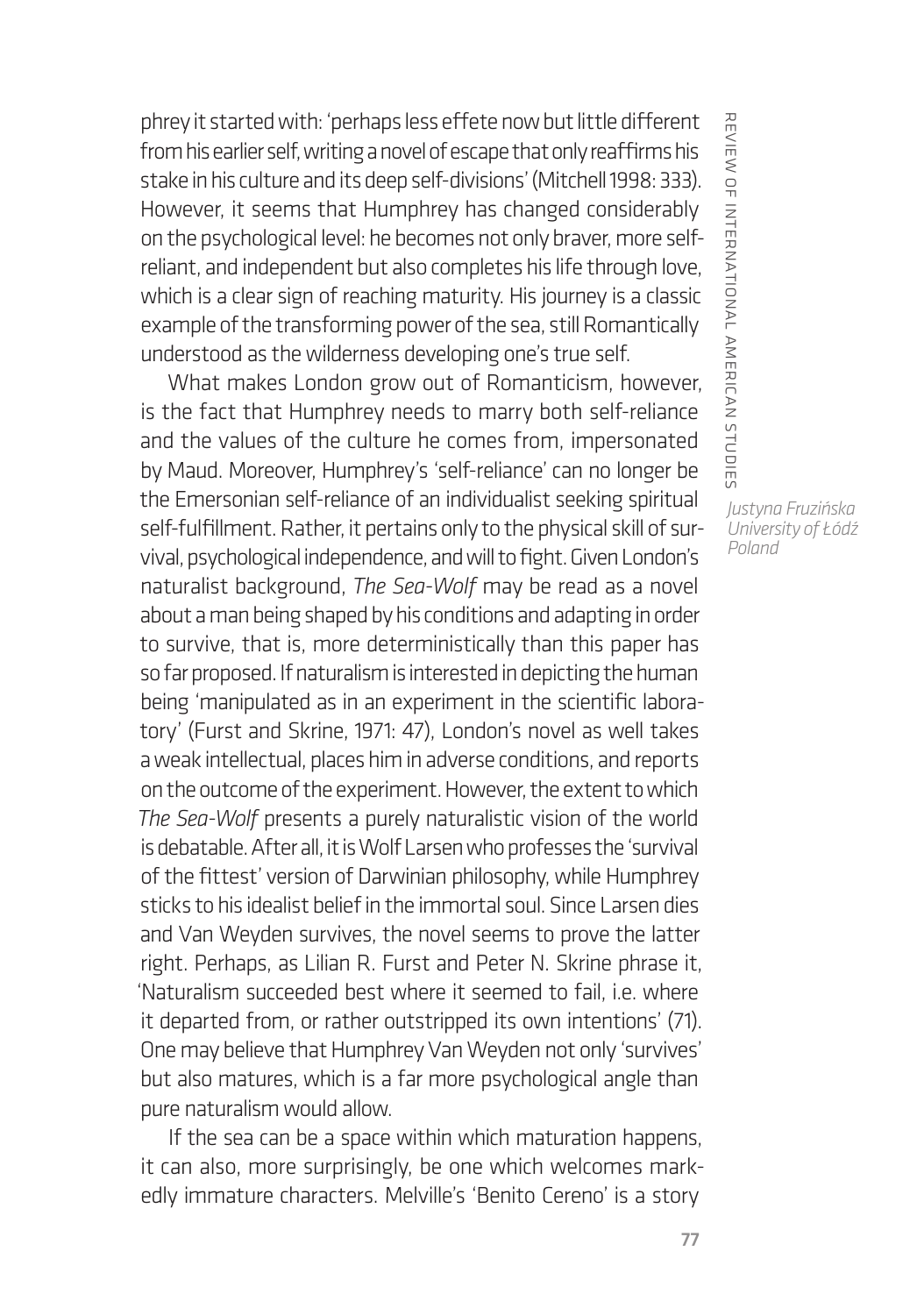phrey it started with: 'perhaps less effete now but little different from his earlier self, writing a novel of escape that only reaffirms his stake in his culture and its deep self-divisions' (Mitchell 1998: 333). However, it seems that Humphrey has changed considerably on the psychological level: he becomes not only braver, more self-reliant, and independent but also completes his life through love, which is a clear sign of reaching maturity. His journey is a classic example of the transforming power of the sea, still Romantically understood as the wilderness developing one's true self.

What makes London grow out of Romanticism, however, is the fact that Humphrey needs to marry both self-reliance and the values of the culture he comes from, impersonated by Maud. Moreover, Humphrey's 'self-reliance' can no longer be the Emersonian self-reliance of an individualist seeking spiritual self-fulfillment. Rather, it pertains only to the physical skill of survival, psychological independence, and will to fight. Given London's naturalist background, *The Sea-Wolf* may be read as a novel about a man being shaped by his conditions and adapting in order to survive, that is, more deterministically than this paper has so far proposed. If naturalism is interested in depicting the human being 'manipulated as in an experiment in the scientific laboratory' (Furst and Skrine, 1971: 47), London's novel as well takes a weak intellectual, places him in adverse conditions, and reports on the outcome of the experiment. However, the extent to which *The Sea-Wolf* presents a purely naturalistic vision of the world is debatable. After all, it is Wolf Larsen who professes the 'survival of the fittest' version of Darwinian philosophy, while Humphrey sticks to his idealist belief in the immortal soul. Since Larsen dies and Van Weyden survives, the novel seems to prove the latter right. Perhaps, as Lilian R. Furst and Peter N. Skrine phrase it, 'Naturalism succeeded best where it seemed to fail, i.e. where it departed from, or rather outstripped its own intentions' (71). One may believe that Humphrey Van Weyden not only 'survives' but also matures, which is a far more psychological angle than pure naturalism would allow.

If the sea can be a space within which maturation happens, it can also, more surprisingly, be one which welcomes markedly immature characters. Melville's 'Benito Cereno' is a story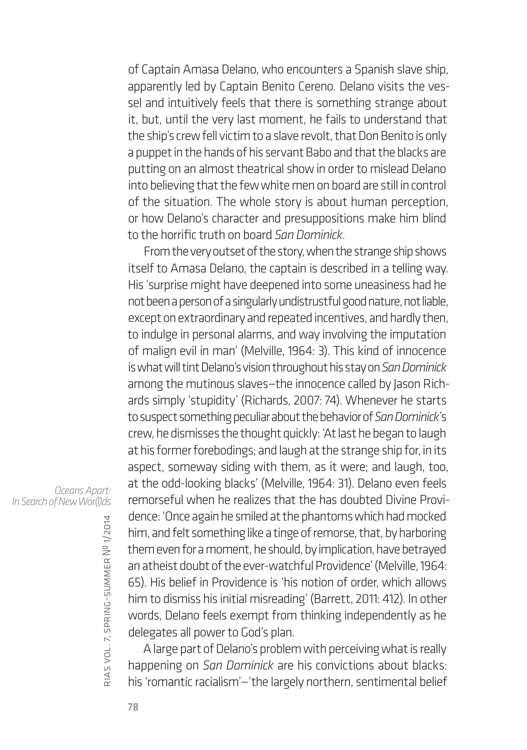of Captain Amasa Delano, who encounters a Spanish slave ship, apparently led by Captain Benito Cereno. Delano visits the vessel and intuitively feels that there is something strange about it, but, until the very last moment, he fails to understand that the ship's crew fell victim to a slave revolt, that Don Benito is only a puppet in the hands of his servant Babo and that the blacks are putting on an almost theatrical show in order to mislead Delano into believing that the few white men on board are still in control of the situation. The whole story is about human perception, or how Delano's character and presuppositions make him blind to the horrific truth on board *San Dominick*.

From the very outset of the story, when the strange ship shows itself to Amasa Delano, the captain is described in a telling way. His 'surprise might have deepened into some uneasiness had he not been a person of a singularly undistrustful good nature, not liable, except on extraordinary and repeated incentives, and hardly then, to indulge in personal alarms, and way involving the imputation of malign evil in man' (Melville, 1964: 3). This kind of innocence is what will tint Delano's vision throughout his stay on *San Dominick* among the mutinous slaves—the innocence called by Jason Richards simply 'stupidity' (Richards, 2007: 74). Whenever he starts to suspect something peculiar about the behavior of *San Dominick*'s crew, he dismisses the thought quickly: 'At last he began to laugh at his former forebodings; and laugh at the strange ship for, in its aspect, someway siding with them, as it were; and laugh, too, at the odd-looking blacks' (Melville, 1964: 31). Delano even feels remorseful when he realizes that the has doubted Divine Providence: 'Once again he smiled at the phantoms which had mocked him, and felt something like a tinge of remorse, that, by harboring them even for a moment, he should, by implication, have betrayed an atheist doubt of the ever-watchful Providence' (Melville, 1964: 65). His belief in Providence is 'his notion of order, which allows him to dismiss his initial misreading' (Barrett, 2011: 412). In other words, Delano feels exempt from thinking independently as he delegates all power to God's plan.

A large part of Delano's problem with perceiving what is really happening on *San Dominick* are his convictions about blacks: his 'romantic racialism'—'the largely northern, sentimental belief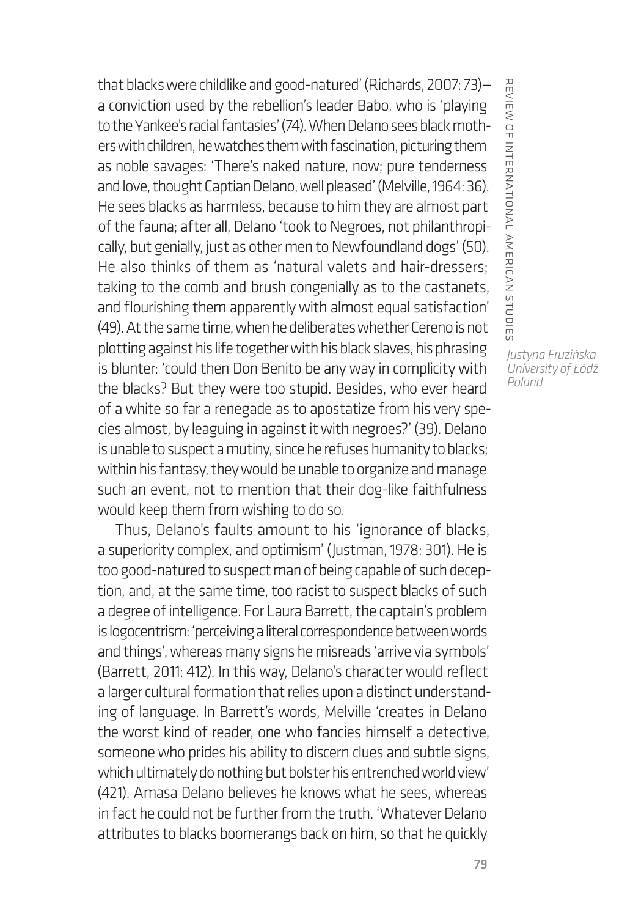that blacks were childlike and good-natured' (Richards, 2007: 73)—a conviction used by the rebellion's leader Babo, who is 'playing to the Yankee's racial fantasies' (74). When Delano sees black mothers with children, he watches them with fascination, picturing them as noble savages: 'There's naked nature, now; pure tenderness and love, thought Captian Delano, well pleased' (Melville, 1964: 36). He sees blacks as harmless, because to him they are almost part of the fauna; after all, Delano 'took to Negroes, not philanthropically, but genially, just as other men to Newfoundland dogs' (50). He also thinks of them as 'natural valets and hair-dressers; taking to the comb and brush congenially as to the castanets, and flourishing them apparently with almost equal satisfaction' (49). At the same time, when he deliberates whether Cereno is not plotting against his life together with his black slaves, his phrasing is blunter: 'could then Don Benito be any way in complicity with the blacks? But they were too stupid. Besides, who ever heard of a white so far a renegade as to apostatize from his very species almost, by leaguing in against it with negroes?' (39). Delano is unable to suspect a mutiny, since he refuses humanity to blacks; within his fantasy, they would be unable to organize and manage such an event, not to mention that their dog-like faithfulness would keep them from wishing to do so.

Thus, Delano's faults amount to his 'ignorance of blacks, a superiority complex, and optimism' (Justman, 1978: 301). He is too good-natured to suspect man of being capable of such deception, and, at the same time, too racist to suspect blacks of such a degree of intelligence. For Laura Barrett, the captain's problem is logocentrism: 'perceiving a literal correspondence between words and things', whereas many signs he misreads 'arrive via symbols' (Barrett, 2011: 412). In this way, Delano's character would reflect a larger cultural formation that relies upon a distinct understanding of language. In Barrett's words, Melville 'creates in Delano the worst kind of reader, one who fancies himself a detective, someone who prides his ability to discern clues and subtle signs, which ultimately do nothing but bolster his entrenched world view' (421). Amasa Delano believes he knows what he sees, whereas in fact he could not be further from the truth. 'Whatever Delano attributes to blacks boomerangs back on him, so that he quickly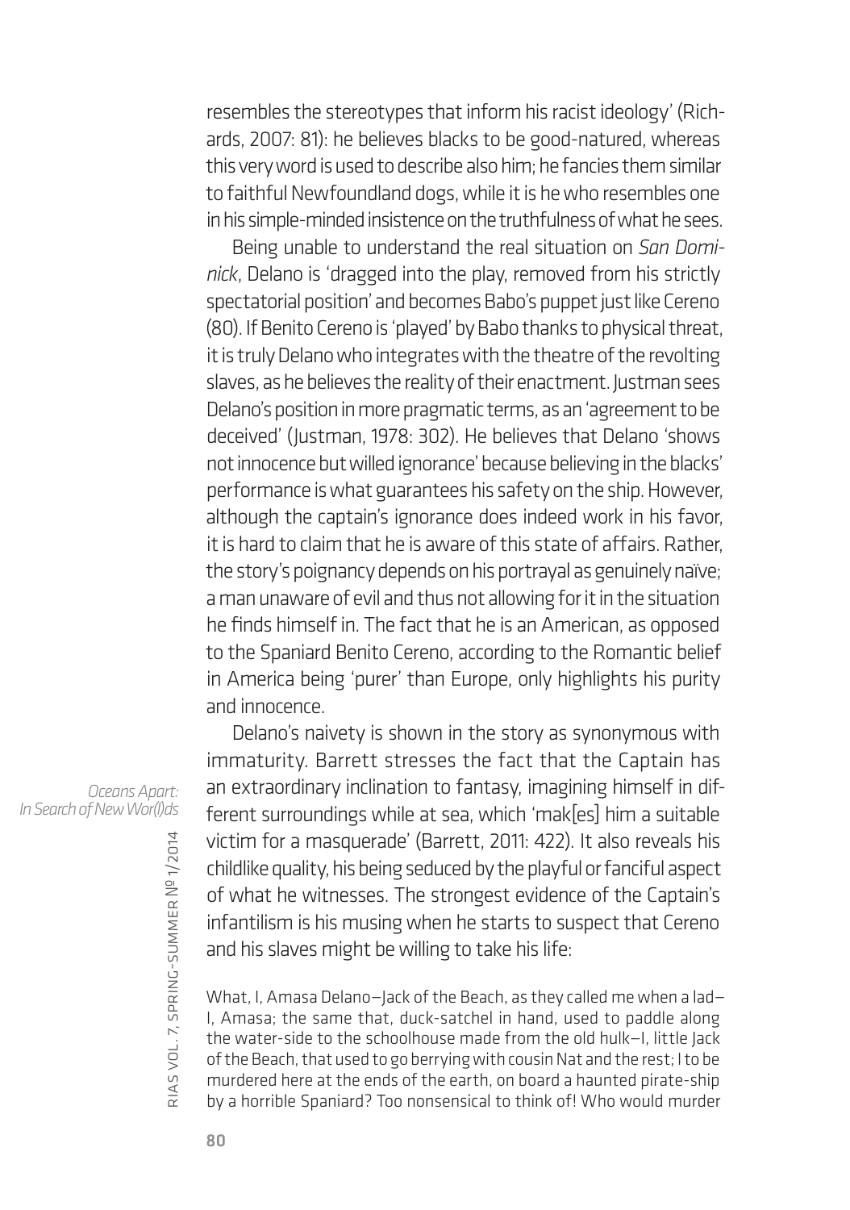resembles the stereotypes that inform his racist ideology' (Richards, 2007: 81): he believes blacks to be good-natured, whereas this very word is used to describe also him; he fancies them similar to faithful Newfoundland dogs, while it is he who resembles one in his simple-minded insistence on the truthfulness of what he sees.

Being unable to understand the real situation on *San Dominick*, Delano is 'dragged into the play, removed from his strictly spectatorial position' and becomes Babo's puppet just like Cereno (80). If Benito Cereno is 'played' by Babo thanks to physical threat, it is truly Delano who integrates with the theatre of the revolting slaves, as he believes the reality of their enactment. Justman sees Delano's position in more pragmatic terms, as an 'agreement to be deceived' (Justman, 1978: 302). He believes that Delano 'shows not innocence but willed ignorance' because believing in the blacks' performance is what guarantees his safety on the ship. However, although the captain's ignorance does indeed work in his favor, it is hard to claim that he is aware of this state of affairs. Rather, the story's poignancy depends on his portrayal as genuinely naïve; a man unaware of evil and thus not allowing for it in the situation he finds himself in. The fact that he is an American, as opposed to the Spaniard Benito Cereno, according to the Romantic belief in America being 'purer' than Europe, only highlights his purity and innocence.

Delano's naivety is shown in the story as synonymous with immaturity. Barrett stresses the fact that the Captain has an extraordinary inclination to fantasy, imagining himself in different surroundings while at sea, which 'mak[es] him a suitable victim for a masquerade' (Barrett, 2011: 422). It also reveals his childlike quality, his being seduced by the playful or fanciful aspect of what he witnesses. The strongest evidence of the Captain's infantilism is his musing when he starts to suspect that Cereno and his slaves might be willing to take his life:

> What, I, Amasa Delano—Jack of the Beach, as they called me when a lad—I, Amasa; the same that, duck-satchel in hand, used to paddle along the water-side to the schoolhouse made from the old hulk—I, little Jack of the Beach, that used to go berrying with cousin Nat and the rest; I to be murdered here at the ends of the earth, on board a haunted pirate-ship by a horrible Spaniard? Too nonsensical to think of! Who would murder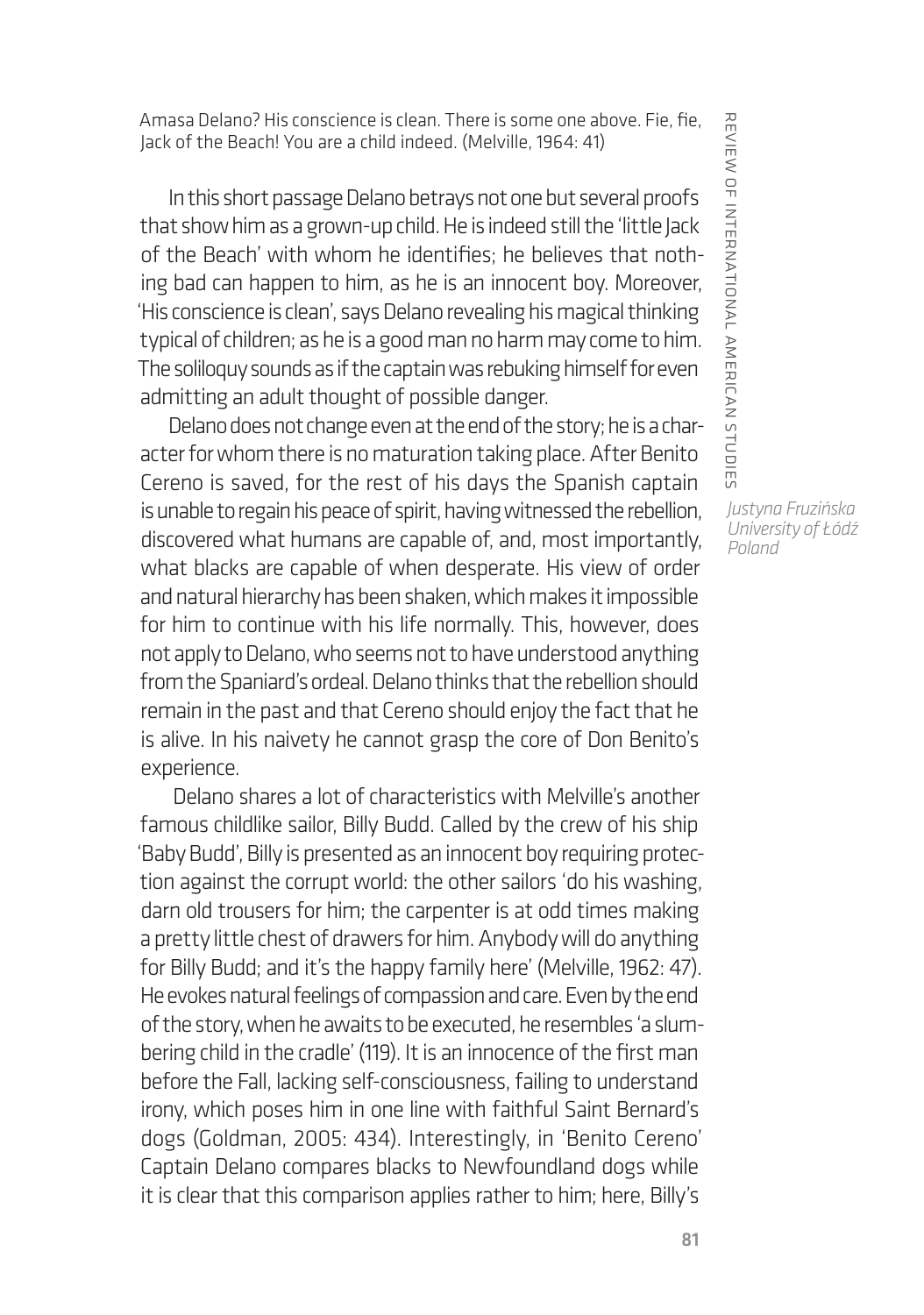Amasa Delano? His conscience is clean. There is some one above. Fie, fie, Jack of the Beach! You are a child indeed. (Melville, 1964: 41)

In this short passage Delano betrays not one but several proofs that show him as a grown-up child. He is indeed still the 'little Jack of the Beach' with whom he identifies; he believes that nothing bad can happen to him, as he is an innocent boy. Moreover, 'His conscience is clean', says Delano revealing his magical thinking typical of children; as he is a good man no harm may come to him. The soliloquy sounds as if the captain was rebuking himself for even admitting an adult thought of possible danger.

Delano does not change even at the end of the story; he is a character for whom there is no maturation taking place. After Benito Cereno is saved, for the rest of his days the Spanish captain is unable to regain his peace of spirit, having witnessed the rebellion, discovered what humans are capable of, and, most importantly, what blacks are capable of when desperate. His view of order and natural hierarchy has been shaken, which makes it impossible for him to continue with his life normally. This, however, does not apply to Delano, who seems not to have understood anything from the Spaniard's ordeal. Delano thinks that the rebellion should remain in the past and that Cereno should enjoy the fact that he is alive. In his naivety he cannot grasp the core of Don Benito's experience.

Delano shares a lot of characteristics with Melville's another famous childlike sailor, Billy Budd. Called by the crew of his ship 'Baby Budd', Billy is presented as an innocent boy requiring protection against the corrupt world: the other sailors 'do his washing, darn old trousers for him; the carpenter is at odd times making a pretty little chest of drawers for him. Anybody will do anything for Billy Budd; and it's the happy family here' (Melville, 1962: 47). He evokes natural feelings of compassion and care. Even by the end of the story, when he awaits to be executed, he resembles 'a slumbering child in the cradle' (119). It is an innocence of the first man before the Fall, lacking self-consciousness, failing to understand irony, which poses him in one line with faithful Saint Bernard's dogs (Goldman, 2005: 434). Interestingly, in 'Benito Cereno' Captain Delano compares blacks to Newfoundland dogs while it is clear that this comparison applies rather to him; here, Billy's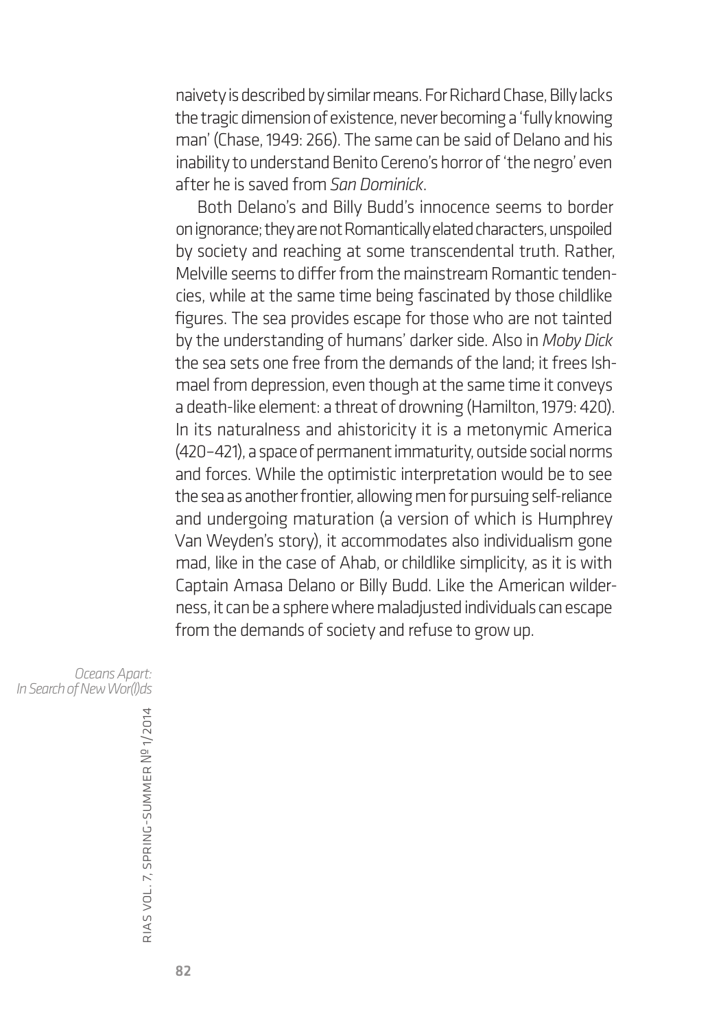naivety is described by similar means. For Richard Chase, Billy lacks the tragic dimension of existence, never becoming a 'fully knowing man' (Chase, 1949: 266). The same can be said of Delano and his inability to understand Benito Cereno's horror of 'the negro' even after he is saved from *San Dominick*.

Both Delano's and Billy Budd's innocence seems to border on ignorance; they are not Romantically elated characters, unspoiled by society and reaching at some transcendental truth. Rather, Melville seems to differ from the mainstream Romantic tendencies, while at the same time being fascinated by those childlike figures. The sea provides escape for those who are not tainted by the understanding of humans' darker side. Also in *Moby Dick* the sea sets one free from the demands of the land; it frees Ishmael from depression, even though at the same time it conveys a death-like element: a threat of drowning (Hamilton, 1979: 420). In its naturalness and ahistoricity it is a metonymic America (420–421), a space of permanent immaturity, outside social norms and forces. While the optimistic interpretation would be to see the sea as another frontier, allowing men for pursuing self-reliance and undergoing maturation (a version of which is Humphrey Van Weyden's story), it accommodates also individualism gone mad, like in the case of Ahab, or childlike simplicity, as it is with Captain Amasa Delano or Billy Budd. Like the American wilderness, it can be a sphere where maladjusted individuals can escape from the demands of society and refuse to grow up.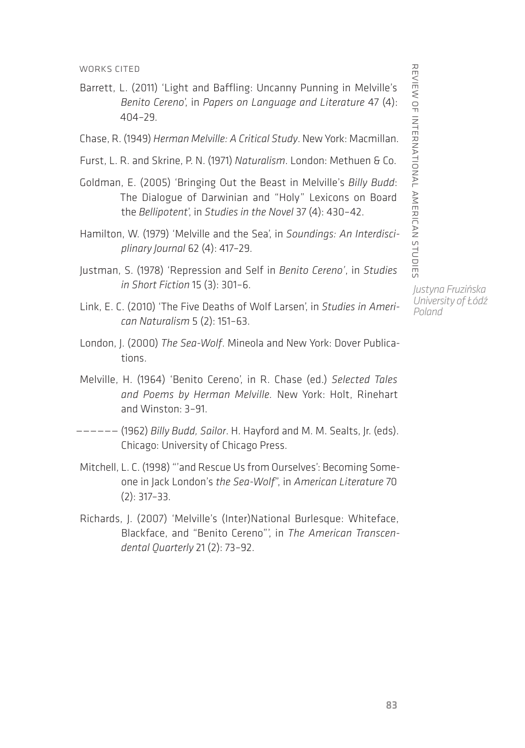WORKS CITED

Barrett, L. (2011) 'Light and Baffling: Uncanny Punning in Melville's *Benito Cereno*', in *Papers on Language and Literature* 47 (4): 404–29.

Chase, R. (1949) *Herman Melville: A Critical Study*. New York: Macmillan.

Furst, L. R. and Skrine, P. N. (1971) *Naturalism*. London: Methuen & Co.

Goldman, E. (2005) 'Bringing Out the Beast in Melville's *Billy Budd*: The Dialogue of Darwinian and "Holy" Lexicons on Board the *Bellipotent*', in *Studies in the Novel* 37 (4): 430–42.

Hamilton, W. (1979) 'Melville and the Sea', in *Soundings: An Interdisciplinary Journal* 62 (4): 417–29.

Justman, S. (1978) 'Repression and Self in *Benito Cereno*', in *Studies in Short Fiction* 15 (3): 301–6.

Link, E. C. (2010) 'The Five Deaths of Wolf Larsen', in *Studies in American Naturalism* 5 (2): 151–63.

London, J. (2000) *The Sea-Wolf*. Mineola and New York: Dover Publications.

Melville, H. (1964) 'Benito Cereno', in R. Chase (ed.) *Selected Tales and Poems by Herman Melville*. New York: Holt, Rinehart and Winston: 3–91.

—————— (1962) *Billy Budd, Sailor*. H. Hayford and M. M. Sealts, Jr. (eds). Chicago: University of Chicago Press.

Mitchell, L. C. (1998) "'and Rescue Us from Ourselves': Becoming Someone in Jack London's *the Sea-Wolf*", in *American Literature* 70 (2): 317–33.

Richards, J. (2007) 'Melville's (Inter)National Burlesque: Whiteface, Blackface, and "Benito Cereno"', in *The American Transcendental Quarterly* 21 (2): 73–92.

*Justyna Fruzińska*
*University of Łódź*
*Poland*